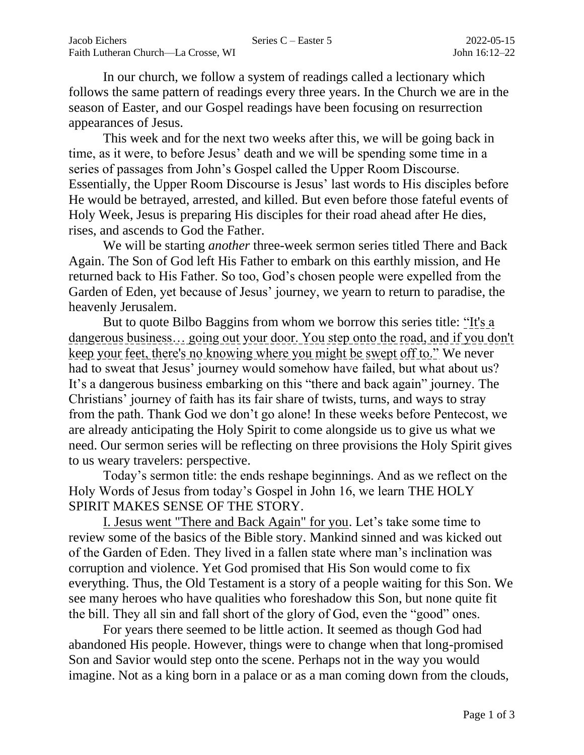Jacob Eichers | Series C – Easter 5 | 2022-05-15
Faith Lutheran Church—La Crosse, WI | John 16:12–22

In our church, we follow a system of readings called a lectionary which follows the same pattern of readings every three years. In the Church we are in the season of Easter, and our Gospel readings have been focusing on resurrection appearances of Jesus.

This week and for the next two weeks after this, we will be going back in time, as it were, to before Jesus' death and we will be spending some time in a series of passages from John's Gospel called the Upper Room Discourse. Essentially, the Upper Room Discourse is Jesus' last words to His disciples before He would be betrayed, arrested, and killed. But even before those fateful events of Holy Week, Jesus is preparing His disciples for their road ahead after He dies, rises, and ascends to God the Father.

We will be starting *another* three-week sermon series titled There and Back Again. The Son of God left His Father to embark on this earthly mission, and He returned back to His Father. So too, God's chosen people were expelled from the Garden of Eden, yet because of Jesus' journey, we yearn to return to paradise, the heavenly Jerusalem.

But to quote Bilbo Baggins from whom we borrow this series title: "It's a dangerous business… going out your door. You step onto the road, and if you don't keep your feet, there's no knowing where you might be swept off to." We never had to sweat that Jesus' journey would somehow have failed, but what about us? It's a dangerous business embarking on this "there and back again" journey. The Christians' journey of faith has its fair share of twists, turns, and ways to stray from the path. Thank God we don't go alone! In these weeks before Pentecost, we are already anticipating the Holy Spirit to come alongside us to give us what we need. Our sermon series will be reflecting on three provisions the Holy Spirit gives to us weary travelers: perspective.

Today's sermon title: the ends reshape beginnings. And as we reflect on the Holy Words of Jesus from today's Gospel in John 16, we learn THE HOLY SPIRIT MAKES SENSE OF THE STORY.

<u>I. Jesus went "There and Back Again" for you</u>. Let's take some time to review some of the basics of the Bible story. Mankind sinned and was kicked out of the Garden of Eden. They lived in a fallen state where man's inclination was corruption and violence. Yet God promised that His Son would come to fix everything. Thus, the Old Testament is a story of a people waiting for this Son. We see many heroes who have qualities who foreshadow this Son, but none quite fit the bill. They all sin and fall short of the glory of God, even the "good" ones.

For years there seemed to be little action. It seemed as though God had abandoned His people. However, things were to change when that long-promised Son and Savior would step onto the scene. Perhaps not in the way you would imagine. Not as a king born in a palace or as a man coming down from the clouds,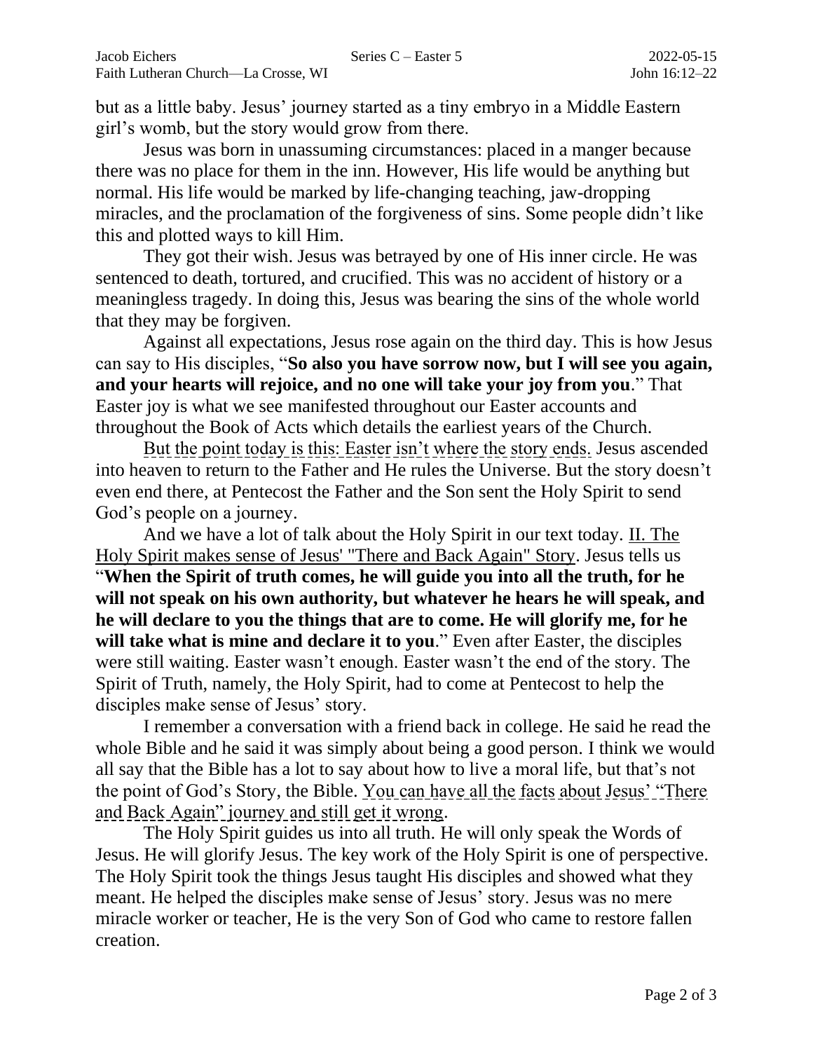but as a little baby. Jesus' journey started as a tiny embryo in a Middle Eastern girl's womb, but the story would grow from there.

Jesus was born in unassuming circumstances: placed in a manger because there was no place for them in the inn. However, His life would be anything but normal. His life would be marked by life-changing teaching, jaw-dropping miracles, and the proclamation of the forgiveness of sins. Some people didn't like this and plotted ways to kill Him.

They got their wish. Jesus was betrayed by one of His inner circle. He was sentenced to death, tortured, and crucified. This was no accident of history or a meaningless tragedy. In doing this, Jesus was bearing the sins of the whole world that they may be forgiven.

Against all expectations, Jesus rose again on the third day. This is how Jesus can say to His disciples, "**So also you have sorrow now, but I will see you again, and your hearts will rejoice, and no one will take your joy from you**." That Easter joy is what we see manifested throughout our Easter accounts and throughout the Book of Acts which details the earliest years of the Church.

But the point today is this: Easter isn't where the story ends. Jesus ascended into heaven to return to the Father and He rules the Universe. But the story doesn't even end there, at Pentecost the Father and the Son sent the Holy Spirit to send God's people on a journey.

And we have a lot of talk about the Holy Spirit in our text today. II. The Holy Spirit makes sense of Jesus' "There and Back Again" Story. Jesus tells us "**When the Spirit of truth comes, he will guide you into all the truth, for he will not speak on his own authority, but whatever he hears he will speak, and he will declare to you the things that are to come. He will glorify me, for he will take what is mine and declare it to you**." Even after Easter, the disciples were still waiting. Easter wasn't enough. Easter wasn't the end of the story. The Spirit of Truth, namely, the Holy Spirit, had to come at Pentecost to help the disciples make sense of Jesus' story.

I remember a conversation with a friend back in college. He said he read the whole Bible and he said it was simply about being a good person. I think we would all say that the Bible has a lot to say about how to live a moral life, but that's not the point of God's Story, the Bible. You can have all the facts about Jesus' "There and Back Again" journey and still get it wrong.

The Holy Spirit guides us into all truth. He will only speak the Words of Jesus. He will glorify Jesus. The key work of the Holy Spirit is one of perspective. The Holy Spirit took the things Jesus taught His disciples and showed what they meant. He helped the disciples make sense of Jesus' story. Jesus was no mere miracle worker or teacher, He is the very Son of God who came to restore fallen creation.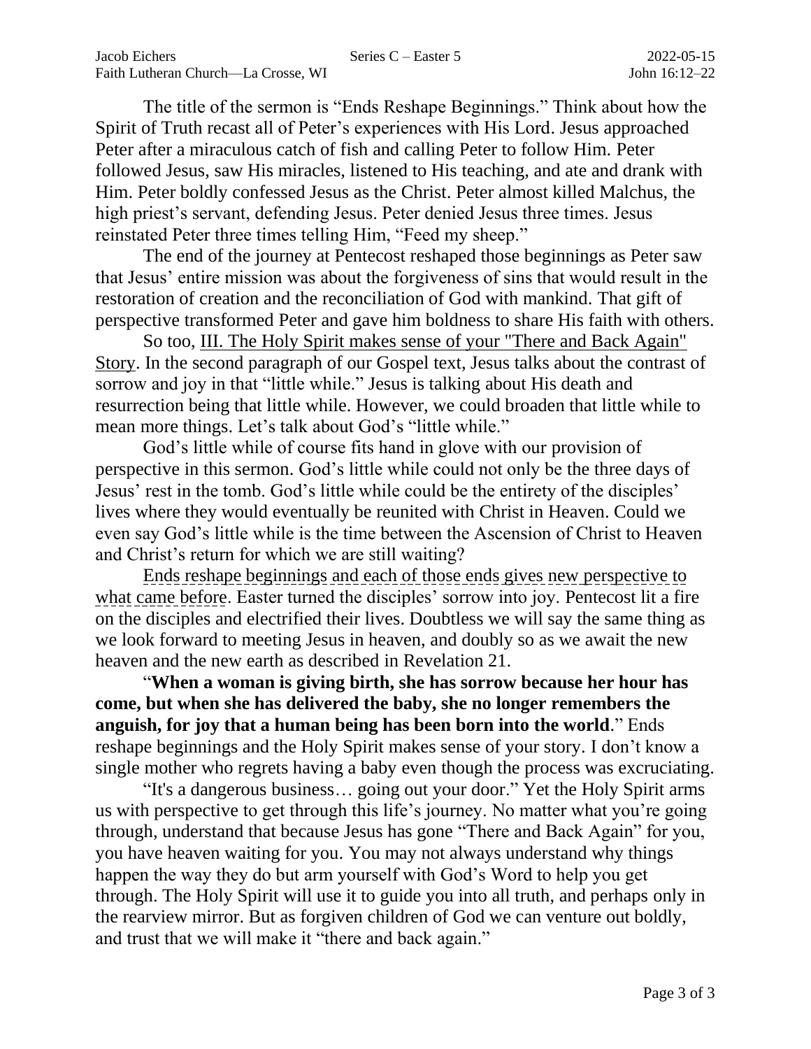The title of the sermon is "Ends Reshape Beginnings." Think about how the Spirit of Truth recast all of Peter's experiences with His Lord. Jesus approached Peter after a miraculous catch of fish and calling Peter to follow Him. Peter followed Jesus, saw His miracles, listened to His teaching, and ate and drank with Him. Peter boldly confessed Jesus as the Christ. Peter almost killed Malchus, the high priest's servant, defending Jesus. Peter denied Jesus three times. Jesus reinstated Peter three times telling Him, "Feed my sheep."

The end of the journey at Pentecost reshaped those beginnings as Peter saw that Jesus' entire mission was about the forgiveness of sins that would result in the restoration of creation and the reconciliation of God with mankind. That gift of perspective transformed Peter and gave him boldness to share His faith with others.

So too, <u>III. The Holy Spirit makes sense of your "There and Back Again" Story</u>. In the second paragraph of our Gospel text, Jesus talks about the contrast of sorrow and joy in that "little while." Jesus is talking about His death and resurrection being that little while. However, we could broaden that little while to mean more things. Let's talk about God's "little while."

God's little while of course fits hand in glove with our provision of perspective in this sermon. God's little while could not only be the three days of Jesus' rest in the tomb. God's little while could be the entirety of the disciples' lives where they would eventually be reunited with Christ in Heaven. Could we even say God's little while is the time between the Ascension of Christ to Heaven and Christ's return for which we are still waiting?

<u>Ends reshape beginnings and each of those ends gives new perspective to what came before</u>. Easter turned the disciples' sorrow into joy. Pentecost lit a fire on the disciples and electrified their lives. Doubtless we will say the same thing as we look forward to meeting Jesus in heaven, and doubly so as we await the new heaven and the new earth as described in Revelation 21.

"**When a woman is giving birth, she has sorrow because her hour has come, but when she has delivered the baby, she no longer remembers the anguish, for joy that a human being has been born into the world**." Ends reshape beginnings and the Holy Spirit makes sense of your story. I don't know a single mother who regrets having a baby even though the process was excruciating.

"It's a dangerous business… going out your door." Yet the Holy Spirit arms us with perspective to get through this life's journey. No matter what you're going through, understand that because Jesus has gone "There and Back Again" for you, you have heaven waiting for you. You may not always understand why things happen the way they do but arm yourself with God's Word to help you get through. The Holy Spirit will use it to guide you into all truth, and perhaps only in the rearview mirror. But as forgiven children of God we can venture out boldly, and trust that we will make it "there and back again."